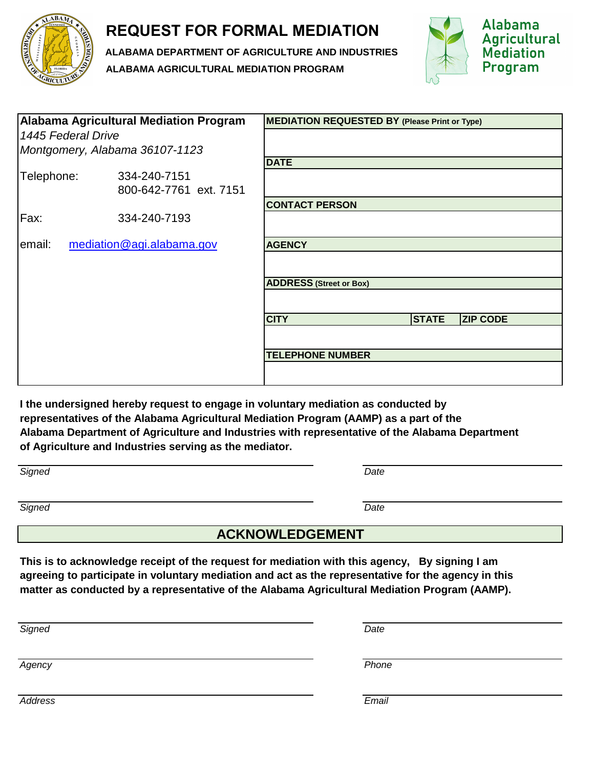# REQUEST FOR FORMAL MEDIATION

**ALABAMA DEPARTMENT OF AGRICULTURE AND INDUSTRIES**

**ALABAMA AGRICULTURAL MEDIATION PROGRAM**

Alabama Agricultural Mediation Program

| **Alabama Agricultural Mediation Program** | **MEDIATION REQUESTED BY** (Please Print or Type) | | |
|---|---|---|---|
| *1445 Federal Drive* | | | |
| *Montgomery, Alabama 36107-1123* | **DATE** | | |
| Telephone: 334-240-7151 | | | |
| 800-642-7761 ext. 7151 | **CONTACT PERSON** | | |
| Fax: 334-240-7193 | | | |
| email: mediation@agi.alabama.gov | **AGENCY** | | |
| | | | |
| | **ADDRESS** (Street or Box) | | |
| | | | |
| | **CITY** | **STATE** | **ZIP CODE** |
| | | | |
| | **TELEPHONE NUMBER** | | |
| | | | |

**I the undersigned hereby request to engage in voluntary mediation as conducted by representatives of the Alabama Agricultural Mediation Program (AAMP) as a part of the Alabama Department of Agriculture and Industries with representative of the Alabama Department of Agriculture and Industries serving as the mediator.**

_______________________________ *Signed* _______________________________ *Date*

_______________________________ *Signed* _______________________________ *Date*

## ACKNOWLEDGEMENT

**This is to acknowledge receipt of the request for mediation with this agency, By signing I am agreeing to participate in voluntary mediation and act as the representative for the agency in this matter as conducted by a representative of the Alabama Agricultural Mediation Program (AAMP).**

_______________________________ *Signed* _______________________________ *Date*

_______________________________ *Agency* _______________________________ *Phone*

_______________________________ *Address* _______________________________ *Email*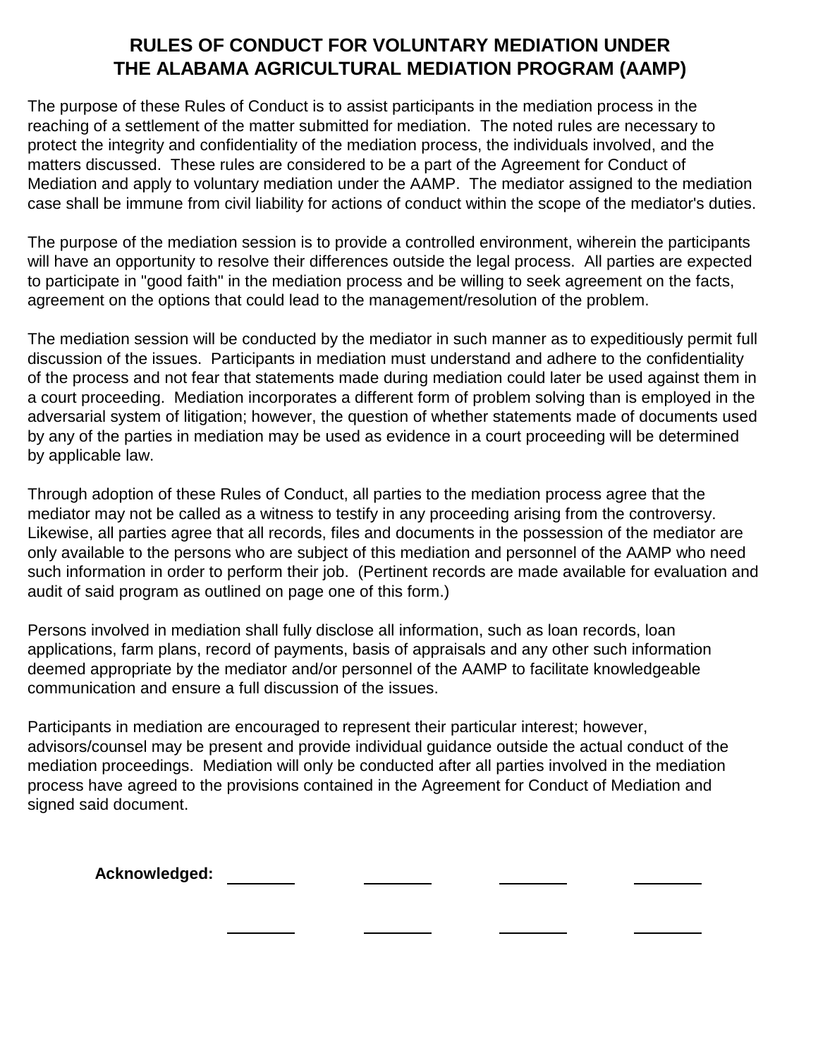# RULES OF CONDUCT FOR VOLUNTARY MEDIATION UNDER THE ALABAMA AGRICULTURAL MEDIATION PROGRAM (AAMP)

The purpose of these Rules of Conduct is to assist participants in the mediation process in the reaching of a settlement of the matter submitted for mediation. The noted rules are necessary to protect the integrity and confidentiality of the mediation process, the individuals involved, and the matters discussed. These rules are considered to be a part of the Agreement for Conduct of Mediation and apply to voluntary mediation under the AAMP. The mediator assigned to the mediation case shall be immune from civil liability for actions of conduct within the scope of the mediator's duties.

The purpose of the mediation session is to provide a controlled environment, wiherein the participants will have an opportunity to resolve their differences outside the legal process. All parties are expected to participate in "good faith" in the mediation process and be willing to seek agreement on the facts, agreement on the options that could lead to the management/resolution of the problem.

The mediation session will be conducted by the mediator in such manner as to expeditiously permit full discussion of the issues. Participants in mediation must understand and adhere to the confidentiality of the process and not fear that statements made during mediation could later be used against them in a court proceeding. Mediation incorporates a different form of problem solving than is employed in the adversarial system of litigation; however, the question of whether statements made of documents used by any of the parties in mediation may be used as evidence in a court proceeding will be determined by applicable law.

Through adoption of these Rules of Conduct, all parties to the mediation process agree that the mediator may not be called as a witness to testify in any proceeding arising from the controversy. Likewise, all parties agree that all records, files and documents in the possession of the mediator are only available to the persons who are subject of this mediation and personnel of the AAMP who need such information in order to perform their job. (Pertinent records are made available for evaluation and audit of said program as outlined on page one of this form.)

Persons involved in mediation shall fully disclose all information, such as loan records, loan applications, farm plans, record of payments, basis of appraisals and any other such information deemed appropriate by the mediator and/or personnel of the AAMP to facilitate knowledgeable communication and ensure a full discussion of the issues.

Participants in mediation are encouraged to represent their particular interest; however, advisors/counsel may be present and provide individual guidance outside the actual conduct of the mediation proceedings. Mediation will only be conducted after all parties involved in the mediation process have agreed to the provisions contained in the Agreement for Conduct of Mediation and signed said document.

**Acknowledged:** ________ ________ ________ ________

________ ________ ________ ________